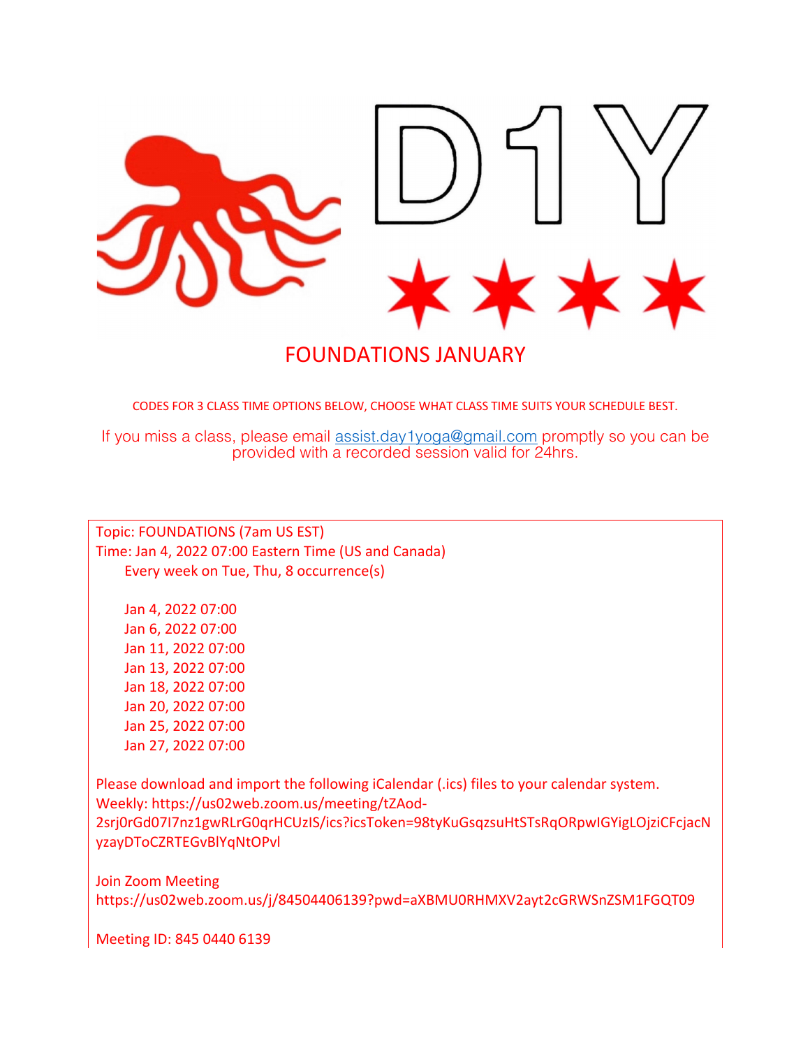# D1Y

## FOUNDATIONS JANUARY

CODES FOR 3 CLASS TIME OPTIONS BELOW, CHOOSE WHAT CLASS TIME SUITS YOUR SCHEDULE BEST.

If you miss a class, please email assist.day1yoga@gmail.com promptly so you can be provided with a recorded session valid for 24hrs.

Topic: FOUNDATIONS (7am US EST)
Time: Jan 4, 2022 07:00 Eastern Time (US and Canada)
Every week on Tue, Thu, 8 occurrence(s)

Jan 4, 2022 07:00
Jan 6, 2022 07:00
Jan 11, 2022 07:00
Jan 13, 2022 07:00
Jan 18, 2022 07:00
Jan 20, 2022 07:00
Jan 25, 2022 07:00
Jan 27, 2022 07:00

Please download and import the following iCalendar (.ics) files to your calendar system.
Weekly: https://us02web.zoom.us/meeting/tZAod-2srj0rGd07I7nz1gwRLrG0qrHCUzIS/ics?icsToken=98tyKuGsqzsuHtSTsRqORpwIGYigLOjziCFcjacNyzayDToCZRTEGvBlYqNtOPvl

Join Zoom Meeting
https://us02web.zoom.us/j/84504406139?pwd=aXBMU0RHMXV2ayt2cGRWSnZSM1FGQT09

Meeting ID: 845 0440 6139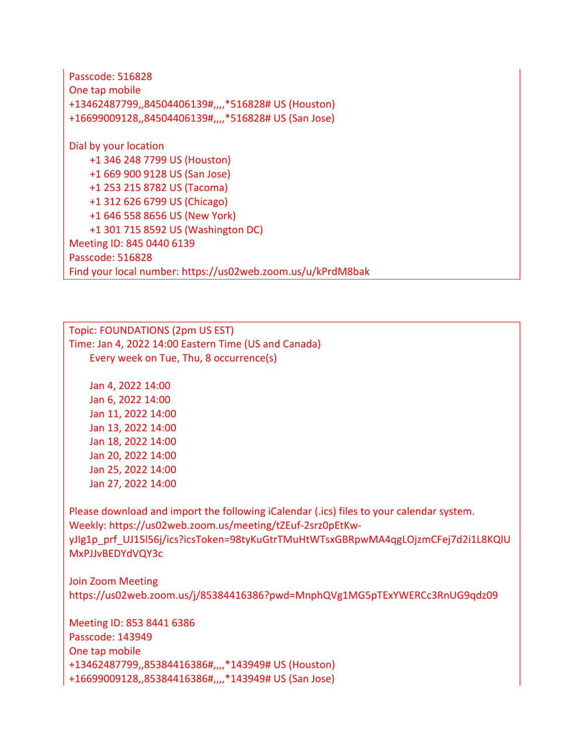Passcode: 516828
One tap mobile
+13462487799,,84504406139#,,,,*516828# US (Houston)
+16699009128,,84504406139#,,,,*516828# US (San Jose)

Dial by your location
+1 346 248 7799 US (Houston)
+1 669 900 9128 US (San Jose)
+1 253 215 8782 US (Tacoma)
+1 312 626 6799 US (Chicago)
+1 646 558 8656 US (New York)
+1 301 715 8592 US (Washington DC)
Meeting ID: 845 0440 6139
Passcode: 516828
Find your local number: https://us02web.zoom.us/u/kPrdM8bak

Topic: FOUNDATIONS (2pm US EST)
Time: Jan 4, 2022 14:00 Eastern Time (US and Canada)
Every week on Tue, Thu, 8 occurrence(s)

Jan 4, 2022 14:00
Jan 6, 2022 14:00
Jan 11, 2022 14:00
Jan 13, 2022 14:00
Jan 18, 2022 14:00
Jan 20, 2022 14:00
Jan 25, 2022 14:00
Jan 27, 2022 14:00

Please download and import the following iCalendar (.ics) files to your calendar system.
Weekly: https://us02web.zoom.us/meeting/tZEuf-2srz0pEtKw-yJIg1p_prf_UJ15l56j/ics?icsToken=98tyKuGtrTMuHtWTsxGBRpwMA4qgLOjzmCFej7d2i1L8KQlUMxPJJvBEDYdVQY3c

Join Zoom Meeting
https://us02web.zoom.us/j/85384416386?pwd=MnphQVg1MG5pTExYWERCc3RnUG9qdz09

Meeting ID: 853 8441 6386
Passcode: 143949
One tap mobile
+13462487799,,85384416386#,,,,*143949# US (Houston)
+16699009128,,85384416386#,,,,*143949# US (San Jose)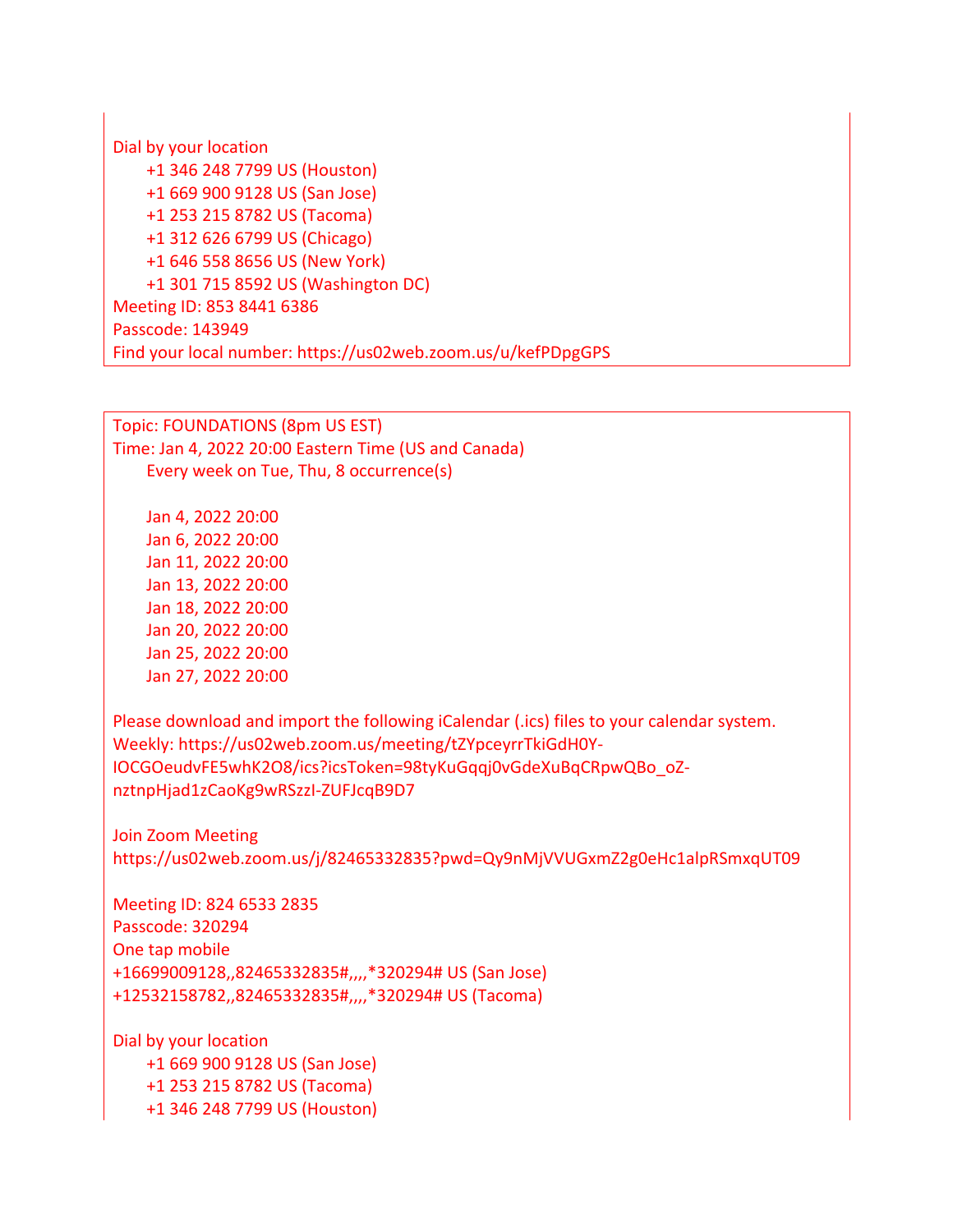Dial by your location
    +1 346 248 7799 US (Houston)
    +1 669 900 9128 US (San Jose)
    +1 253 215 8782 US (Tacoma)
    +1 312 626 6799 US (Chicago)
    +1 646 558 8656 US (New York)
    +1 301 715 8592 US (Washington DC)
Meeting ID: 853 8441 6386
Passcode: 143949
Find your local number: https://us02web.zoom.us/u/kefPDpgGPS

---

Topic: FOUNDATIONS (8pm US EST)
Time: Jan 4, 2022 20:00 Eastern Time (US and Canada)
    Every week on Tue, Thu, 8 occurrence(s)

    Jan 4, 2022 20:00
    Jan 6, 2022 20:00
    Jan 11, 2022 20:00
    Jan 13, 2022 20:00
    Jan 18, 2022 20:00
    Jan 20, 2022 20:00
    Jan 25, 2022 20:00
    Jan 27, 2022 20:00

Please download and import the following iCalendar (.ics) files to your calendar system.
Weekly: https://us02web.zoom.us/meeting/tZYpceyrrTkiGdH0Y-IOCGOeudvFE5whK2O8/ics?icsToken=98tyKuGqqj0vGdeXuBqCRpwQBo_oZ-nztnpHjad1zCaoKg9wRSzzI-ZUFJcqB9D7

Join Zoom Meeting
https://us02web.zoom.us/j/82465332835?pwd=Qy9nMjVVUGxmZ2g0eHc1alpRSmxqUT09

Meeting ID: 824 6533 2835
Passcode: 320294
One tap mobile
+16699009128,,82465332835#,,,,*320294# US (San Jose)
+12532158782,,82465332835#,,,,*320294# US (Tacoma)

Dial by your location
    +1 669 900 9128 US (San Jose)
    +1 253 215 8782 US (Tacoma)
    +1 346 248 7799 US (Houston)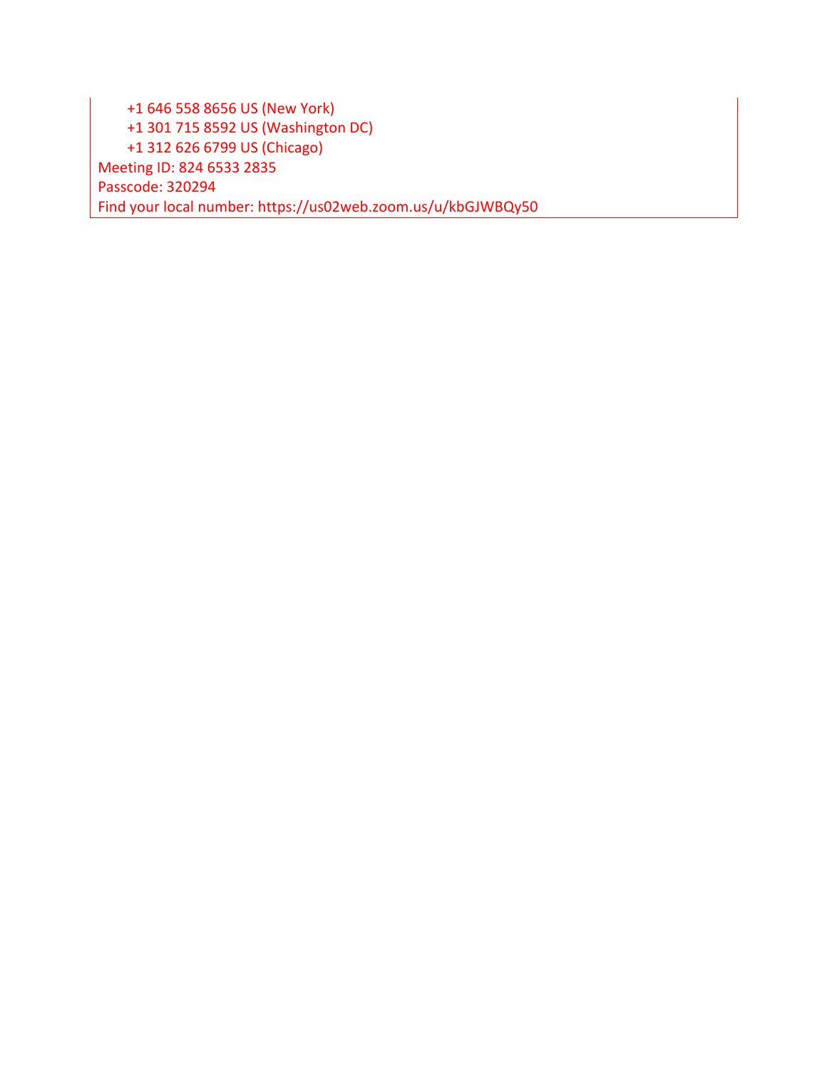+1 646 558 8656 US (New York)
+1 301 715 8592 US (Washington DC)
+1 312 626 6799 US (Chicago)

Meeting ID: 824 6533 2835

Passcode: 320294

Find your local number: https://us02web.zoom.us/u/kbGJWBQy50